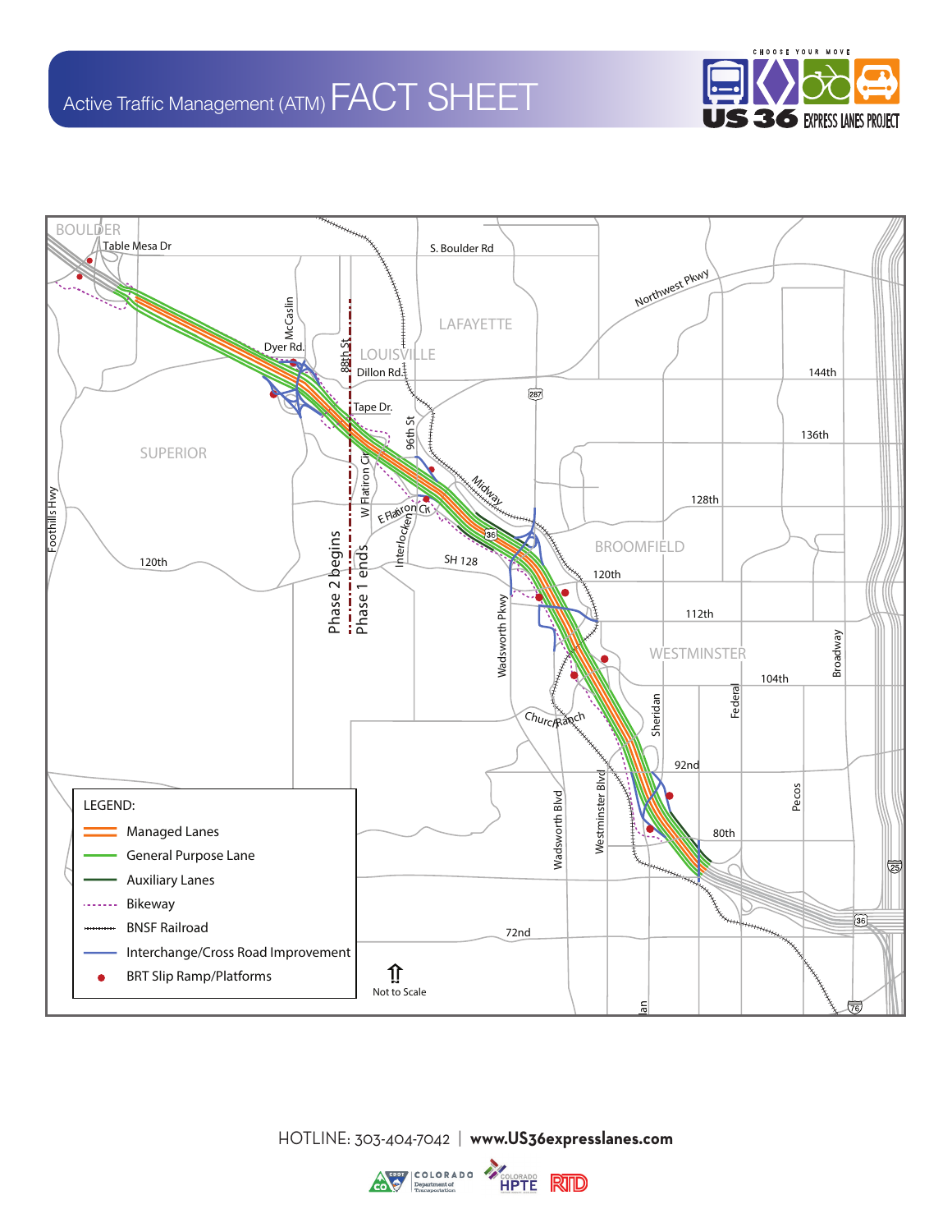# Active Traffic Management (ATM) FACT SHEET

CHOOSE YOUR MOVE

US 36 EXPRESS LANES PROJECT

BOULDER

Table Mesa Dr

S. Boulder Rd

Northwest Pkwy

LAFAYETTE

McCaslin

Dyer Rd.

88th St

LOUISVILLE

Dillon Rd.

287

144th

Tape Dr.

136th

96th St

SUPERIOR

Midway

W Flatiron Cir

E Flatiron Cir

Interlocken

128th

Foothills Hwy

36

BROOMFIELD

120th

SH 128

Phase 2 begins

Phase 1 ends

120th

Wadsworth Pkwy

112th

WESTMINSTER

104th

Broadway

Federal

Sheridan

Church Ranch

92nd

Pecos

Wadsworth Blvd

Westminster Blvd

80th

25

36

72nd

76

LEGEND:

- Managed Lanes
- General Purpose Lane
- Auxiliary Lanes
- Bikeway
- BNSF Railroad
- Interchange/Cross Road Improvement
- BRT Slip Ramp/Platforms

Not to Scale

HOTLINE: 303-404-7042 | **www.US36expresslanes.com**

COLORADO Department of Transportation | COLORADO HPTE | RTD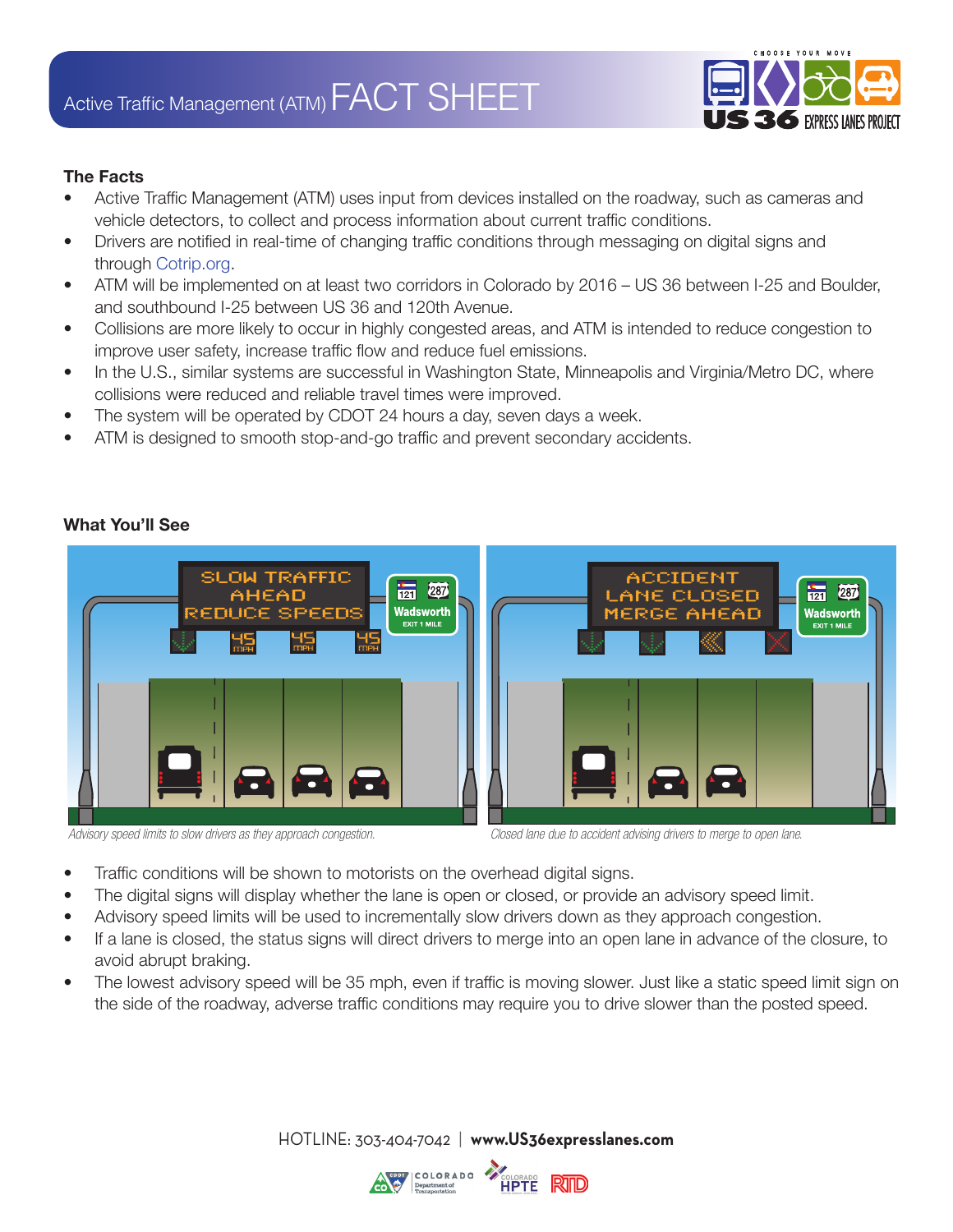Active Traffic Management (ATM) FACT SHEET

### The Facts

- Active Traffic Management (ATM) uses input from devices installed on the roadway, such as cameras and vehicle detectors, to collect and process information about current traffic conditions.
- Drivers are notified in real-time of changing traffic conditions through messaging on digital signs and through Cotrip.org.
- ATM will be implemented on at least two corridors in Colorado by 2016 – US 36 between I-25 and Boulder, and southbound I-25 between US 36 and 120th Avenue.
- Collisions are more likely to occur in highly congested areas, and ATM is intended to reduce congestion to improve user safety, increase traffic flow and reduce fuel emissions.
- In the U.S., similar systems are successful in Washington State, Minneapolis and Virginia/Metro DC, where collisions were reduced and reliable travel times were improved.
- The system will be operated by CDOT 24 hours a day, seven days a week.
- ATM is designed to smooth stop-and-go traffic and prevent secondary accidents.

### What You'll See

SLOW TRAFFIC AHEAD REDUCE SPEEDS
45 MPH
Wadsworth EXIT 1 MILE

*Advisory speed limits to slow drivers as they approach congestion.*

ACCIDENT LANE CLOSED MERGE AHEAD
Wadsworth EXIT 1 MILE

*Closed lane due to accident advising drivers to merge to open lane.*

- Traffic conditions will be shown to motorists on the overhead digital signs.
- The digital signs will display whether the lane is open or closed, or provide an advisory speed limit.
- Advisory speed limits will be used to incrementally slow drivers down as they approach congestion.
- If a lane is closed, the status signs will direct drivers to merge into an open lane in advance of the closure, to avoid abrupt braking.
- The lowest advisory speed will be 35 mph, even if traffic is moving slower. Just like a static speed limit sign on the side of the roadway, adverse traffic conditions may require you to drive slower than the posted speed.

HOTLINE: 303-404-7042 | **www.US36expresslanes.com**